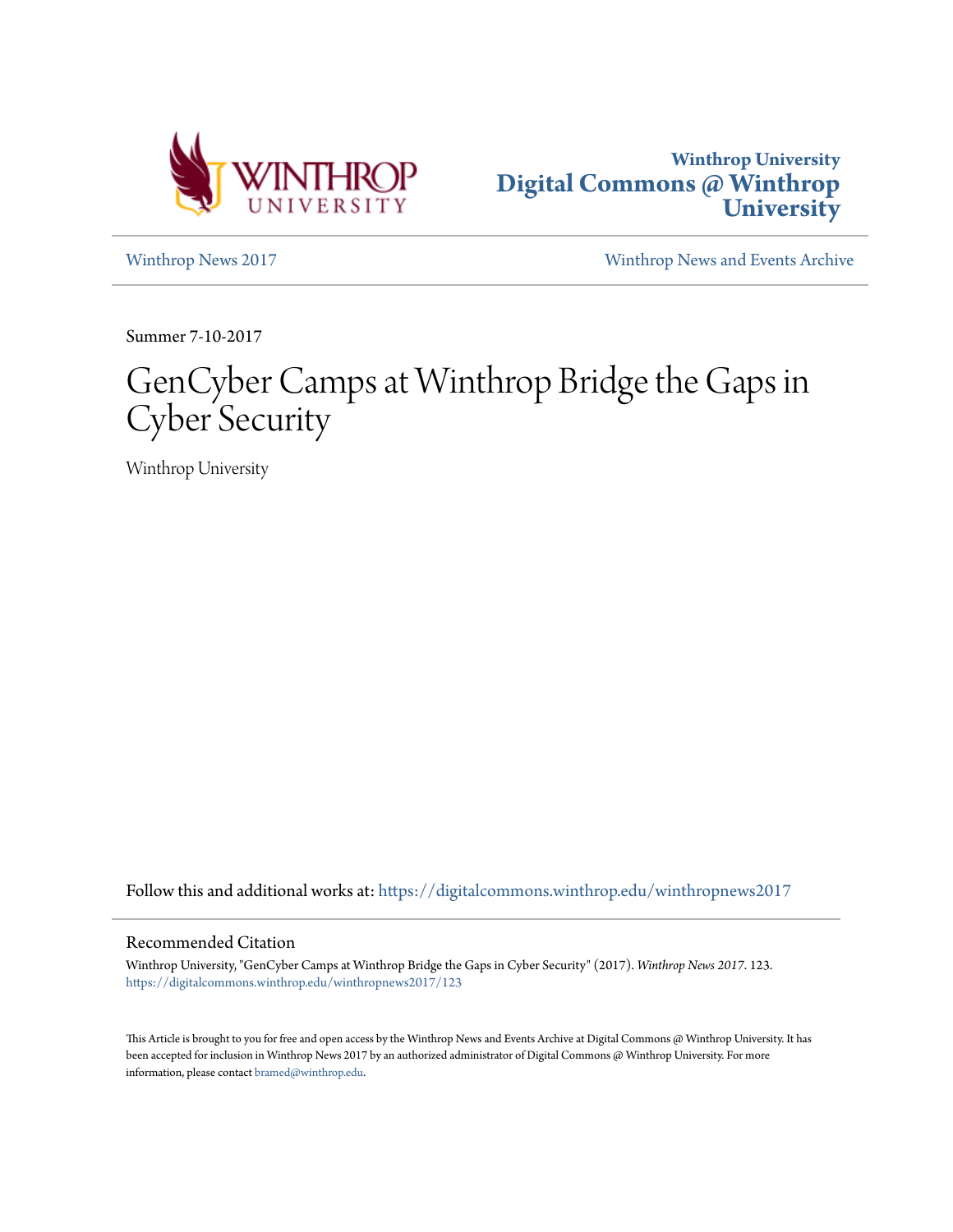Winthrop University
Digital Commons @ Winthrop University

Winthrop News 2017

Winthrop News and Events Archive

Summer 7-10-2017

# GenCyber Camps at Winthrop Bridge the Gaps in Cyber Security

Winthrop University

Follow this and additional works at: https://digitalcommons.winthrop.edu/winthropnews2017

## Recommended Citation

Winthrop University, "GenCyber Camps at Winthrop Bridge the Gaps in Cyber Security" (2017). *Winthrop News 2017*. 123.
https://digitalcommons.winthrop.edu/winthropnews2017/123

This Article is brought to you for free and open access by the Winthrop News and Events Archive at Digital Commons @ Winthrop University. It has been accepted for inclusion in Winthrop News 2017 by an authorized administrator of Digital Commons @ Winthrop University. For more information, please contact bramed@winthrop.edu.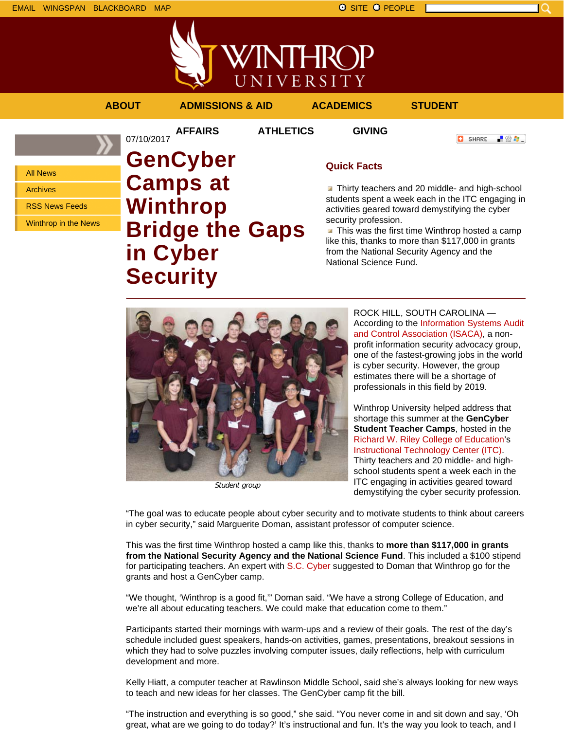EMAIL WINGSPAN BLACKBOARD MAP

SITE PEOPLE

ABOUT ADMISSIONS & AID ACADEMICS STUDENT AFFAIRS ATHLETICS GIVING

- All News
- Archives
- RSS News Feeds
- Winthrop in the News

07/10/2017

# GenCyber Camps at Winthrop Bridge the Gaps in Cyber Security

## Quick Facts

- Thirty teachers and 20 middle- and high-school students spent a week each in the ITC engaging in activities geared toward demystifying the cyber security profession.
- This was the first time Winthrop hosted a camp like this, thanks to more than $117,000 in grants from the National Security Agency and the National Science Fund.

---

*Student group*

ROCK HILL, SOUTH CAROLINA — According to the Information Systems Audit and Control Association (ISACA), a non-profit information security advocacy group, one of the fastest-growing jobs in the world is cyber security. However, the group estimates there will be a shortage of professionals in this field by 2019.

Winthrop University helped address that shortage this summer at the **GenCyber Student Teacher Camps**, hosted in the Richard W. Riley College of Education's Instructional Technology Center (ITC). Thirty teachers and 20 middle- and high-school students spent a week each in the ITC engaging in activities geared toward demystifying the cyber security profession.

"The goal was to educate people about cyber security and to motivate students to think about careers in cyber security," said Marguerite Doman, assistant professor of computer science.

This was the first time Winthrop hosted a camp like this, thanks to **more than $117,000 in grants from the National Security Agency and the National Science Fund**. This included a $100 stipend for participating teachers. An expert with S.C. Cyber suggested to Doman that Winthrop go for the grants and host a GenCyber camp.

"We thought, 'Winthrop is a good fit,'" Doman said. "We have a strong College of Education, and we're all about educating teachers. We could make that education come to them."

Participants started their mornings with warm-ups and a review of their goals. The rest of the day's schedule included guest speakers, hands-on activities, games, presentations, breakout sessions in which they had to solve puzzles involving computer issues, daily reflections, help with curriculum development and more.

Kelly Hiatt, a computer teacher at Rawlinson Middle School, said she's always looking for new ways to teach and new ideas for her classes. The GenCyber camp fit the bill.

"The instruction and everything is so good," she said. "You never come in and sit down and say, 'Oh great, what are we going to do today?' It's instructional and fun. It's the way you look to teach, and I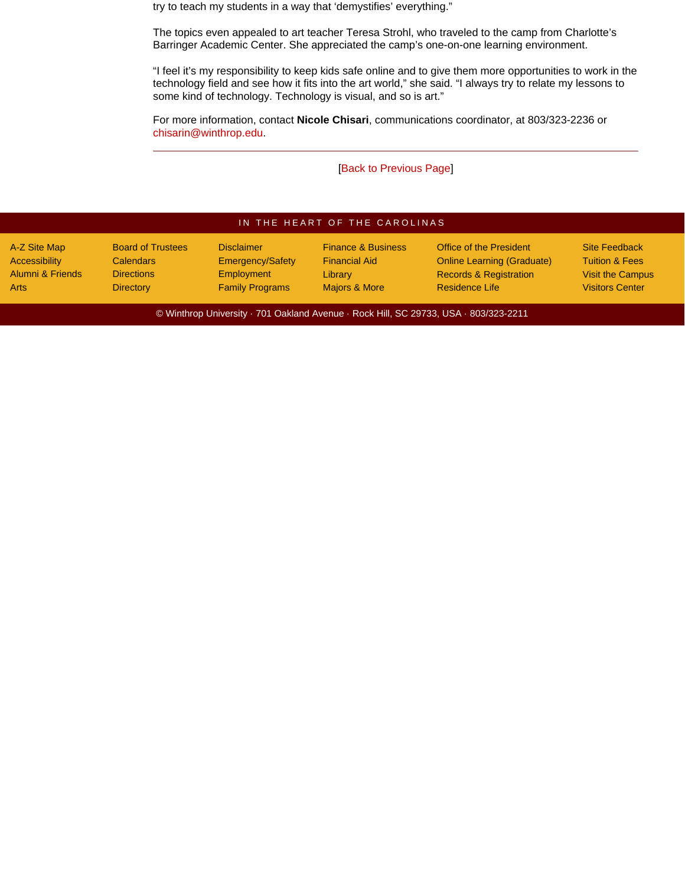try to teach my students in a way that ‘demystifies’ everything.”

The topics even appealed to art teacher Teresa Strohl, who traveled to the camp from Charlotte’s Barringer Academic Center. She appreciated the camp’s one-on-one learning environment.

“I feel it’s my responsibility to keep kids safe online and to give them more opportunities to work in the technology field and see how it fits into the art world,” she said. “I always try to relate my lessons to some kind of technology. Technology is visual, and so is art.”

For more information, contact **Nicole Chisari**, communications coordinator, at 803/323-2236 or chisarin@winthrop.edu.

---

[Back to Previous Page]

IN THE HEART OF THE CAROLINAS

| | | | | | |
|---|---|---|---|---|---|
| A-Z Site Map | Board of Trustees | Disclaimer | Finance & Business | Office of the President | Site Feedback |
| Accessibility | Calendars | Emergency/Safety | Financial Aid | Online Learning (Graduate) | Tuition & Fees |
| Alumni & Friends | Directions | Employment | Library | Records & Registration | Visit the Campus |
| Arts | Directory | Family Programs | Majors & More | Residence Life | Visitors Center |

© Winthrop University · 701 Oakland Avenue · Rock Hill, SC 29733, USA · 803/323-2211